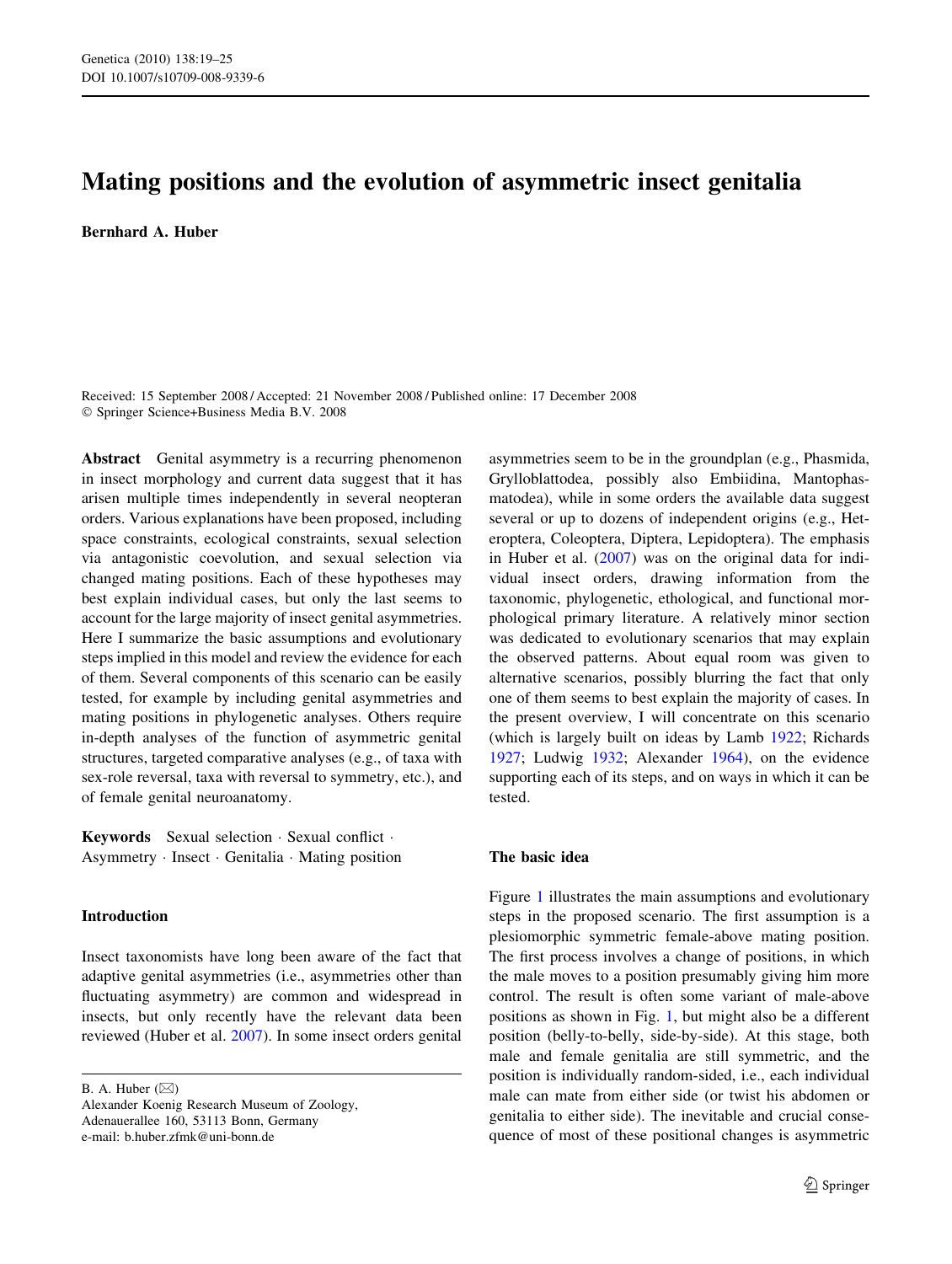# Mating positions and the evolution of asymmetric insect genitalia

**Bernhard A. Huber**

Received: 15 September 2008 / Accepted: 21 November 2008 / Published online: 17 December 2008
© Springer Science+Business Media B.V. 2008

**Abstract** Genital asymmetry is a recurring phenomenon in insect morphology and current data suggest that it has arisen multiple times independently in several neopteran orders. Various explanations have been proposed, including space constraints, ecological constraints, sexual selection via antagonistic coevolution, and sexual selection via changed mating positions. Each of these hypotheses may best explain individual cases, but only the last seems to account for the large majority of insect genital asymmetries. Here I summarize the basic assumptions and evolutionary steps implied in this model and review the evidence for each of them. Several components of this scenario can be easily tested, for example by including genital asymmetries and mating positions in phylogenetic analyses. Others require in-depth analyses of the function of asymmetric genital structures, targeted comparative analyses (e.g., of taxa with sex-role reversal, taxa with reversal to symmetry, etc.), and of female genital neuroanatomy.

**Keywords** Sexual selection · Sexual conflict · Asymmetry · Insect · Genitalia · Mating position

B. A. Huber (✉)
Alexander Koenig Research Museum of Zoology,
Adenauerallee 160, 53113 Bonn, Germany
e-mail: b.huber.zfmk@uni-bonn.de

## Introduction

Insect taxonomists have long been aware of the fact that adaptive genital asymmetries (i.e., asymmetries other than fluctuating asymmetry) are common and widespread in insects, but only recently have the relevant data been reviewed (Huber et al. 2007). In some insect orders genital asymmetries seem to be in the groundplan (e.g., Phasmida, Grylloblattodea, possibly also Embiidina, Mantophasmatodea), while in some orders the available data suggest several or up to dozens of independent origins (e.g., Heteroptera, Coleoptera, Diptera, Lepidoptera). The emphasis in Huber et al. (2007) was on the original data for individual insect orders, drawing information from the taxonomic, phylogenetic, ethological, and functional morphological primary literature. A relatively minor section was dedicated to evolutionary scenarios that may explain the observed patterns. About equal room was given to alternative scenarios, possibly blurring the fact that only one of them seems to best explain the majority of cases. In the present overview, I will concentrate on this scenario (which is largely built on ideas by Lamb 1922; Richards 1927; Ludwig 1932; Alexander 1964), on the evidence supporting each of its steps, and on ways in which it can be tested.

## The basic idea

Figure 1 illustrates the main assumptions and evolutionary steps in the proposed scenario. The first assumption is a plesiomorphic symmetric female-above mating position. The first process involves a change of positions, in which the male moves to a position presumably giving him more control. The result is often some variant of male-above positions as shown in Fig. 1, but might also be a different position (belly-to-belly, side-by-side). At this stage, both male and female genitalia are still symmetric, and the position is individually random-sided, i.e., each individual male can mate from either side (or twist his abdomen or genitalia to either side). The inevitable and crucial consequence of most of these positional changes is asymmetric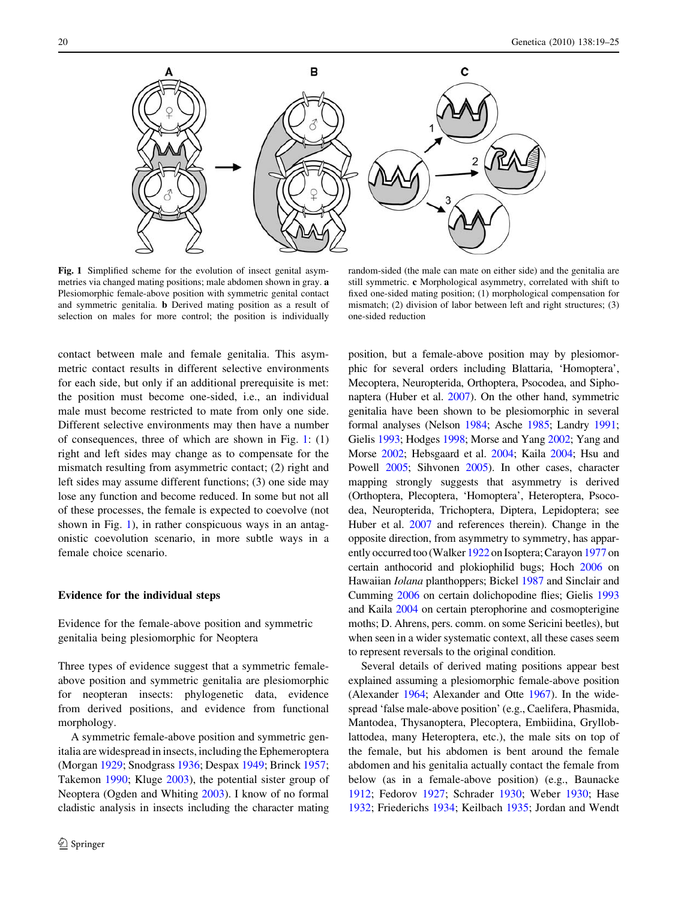Fig. 1 Simplified scheme for the evolution of insect genital asymmetries via changed mating positions; male abdomen shown in gray. **a** Plesiomorphic female-above position with symmetric genital contact and symmetric genitalia. **b** Derived mating position as a result of selection on males for more control; the position is individually random-sided (the male can mate on either side) and the genitalia are still symmetric. **c** Morphological asymmetry, correlated with shift to fixed one-sided mating position; (1) morphological compensation for mismatch; (2) division of labor between left and right structures; (3) one-sided reduction

contact between male and female genitalia. This asymmetric contact results in different selective environments for each side, but only if an additional prerequisite is met: the position must become one-sided, i.e., an individual male must become restricted to mate from only one side. Different selective environments may then have a number of consequences, three of which are shown in Fig. 1: (1) right and left sides may change as to compensate for the mismatch resulting from asymmetric contact; (2) right and left sides may assume different functions; (3) one side may lose any function and become reduced. In some but not all of these processes, the female is expected to coevolve (not shown in Fig. 1), in rather conspicuous ways in an antagonistic coevolution scenario, in more subtle ways in a female choice scenario.

## Evidence for the individual steps

### Evidence for the female-above position and symmetric genitalia being plesiomorphic for Neoptera

Three types of evidence suggest that a symmetric female-above position and symmetric genitalia are plesiomorphic for neopteran insects: phylogenetic data, evidence from derived positions, and evidence from functional morphology.

A symmetric female-above position and symmetric genitalia are widespread in insects, including the Ephemeroptera (Morgan 1929; Snodgrass 1936; Despax 1949; Brinck 1957; Takemon 1990; Kluge 2003), the potential sister group of Neoptera (Ogden and Whiting 2003). I know of no formal cladistic analysis in insects including the character mating position, but a female-above position may by plesiomorphic for several orders including Blattaria, 'Homoptera', Mecoptera, Neuropterida, Orthoptera, Psocodea, and Siphonaptera (Huber et al. 2007). On the other hand, symmetric genitalia have been shown to be plesiomorphic in several formal analyses (Nelson 1984; Asche 1985; Landry 1991; Gielis 1993; Hodges 1998; Morse and Yang 2002; Yang and Morse 2002; Hebsgaard et al. 2004; Kaila 2004; Hsu and Powell 2005; Sihvonen 2005). In other cases, character mapping strongly suggests that asymmetry is derived (Orthoptera, Plecoptera, 'Homoptera', Heteroptera, Psocodea, Neuropterida, Trichoptera, Diptera, Lepidoptera; see Huber et al. 2007 and references therein). Change in the opposite direction, from asymmetry to symmetry, has apparently occurred too (Walker 1922 on Isoptera; Carayon 1977 on certain anthocorid and plokiophilid bugs; Hoch 2006 on Hawaiian *Iolana* planthoppers; Bickel 1987 and Sinclair and Cumming 2006 on certain dolichopodine flies; Gielis 1993 and Kaila 2004 on certain pterophorine and cosmopterigine moths; D. Ahrens, pers. comm. on some Sericini beetles), but when seen in a wider systematic context, all these cases seem to represent reversals to the original condition.

Several details of derived mating positions appear best explained assuming a plesiomorphic female-above position (Alexander 1964; Alexander and Otte 1967). In the widespread 'false male-above position' (e.g., Caelifera, Phasmida, Mantodea, Thysanoptera, Plecoptera, Embiidina, Grylloblattodea, many Heteroptera, etc.), the male sits on top of the female, but his abdomen is bent around the female abdomen and his genitalia actually contact the female from below (as in a female-above position) (e.g., Baunacke 1912; Fedorov 1927; Schrader 1930; Weber 1930; Hase 1932; Friederichs 1934; Keilbach 1935; Jordan and Wendt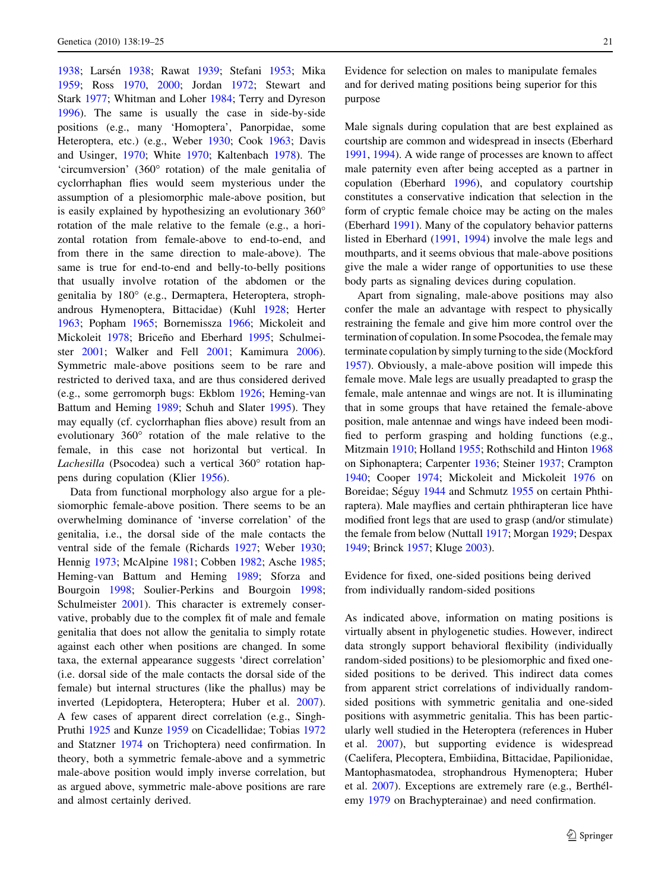1938; Larsén 1938; Rawat 1939; Stefani 1953; Mika 1959; Ross 1970, 2000; Jordan 1972; Stewart and Stark 1977; Whitman and Loher 1984; Terry and Dyreson 1996). The same is usually the case in side-by-side positions (e.g., many 'Homoptera', Panorpidae, some Heteroptera, etc.) (e.g., Weber 1930; Cook 1963; Davis and Usinger, 1970; White 1970; Kaltenbach 1978). The 'circumversion' (360° rotation) of the male genitalia of cyclorrhaphan flies would seem mysterious under the assumption of a plesiomorphic male-above position, but is easily explained by hypothesizing an evolutionary 360° rotation of the male relative to the female (e.g., a horizontal rotation from female-above to end-to-end, and from there in the same direction to male-above). The same is true for end-to-end and belly-to-belly positions that usually involve rotation of the abdomen or the genitalia by 180° (e.g., Dermaptera, Heteroptera, strophandrous Hymenoptera, Bittacidae) (Kuhl 1928; Herter 1963; Popham 1965; Bornemissza 1966; Mickoleit and Mickoleit 1978; Briceño and Eberhard 1995; Schulmeister 2001; Walker and Fell 2001; Kamimura 2006). Symmetric male-above positions seem to be rare and restricted to derived taxa, and are thus considered derived (e.g., some gerromorph bugs: Ekblom 1926; Heming-van Battum and Heming 1989; Schuh and Slater 1995). They may equally (cf. cyclorrhaphan flies above) result from an evolutionary 360° rotation of the male relative to the female, in this case not horizontal but vertical. In *Lachesilla* (Psocodea) such a vertical 360° rotation happens during copulation (Klier 1956).

Data from functional morphology also argue for a plesiomorphic female-above position. There seems to be an overwhelming dominance of 'inverse correlation' of the genitalia, i.e., the dorsal side of the male contacts the ventral side of the female (Richards 1927; Weber 1930; Hennig 1973; McAlpine 1981; Cobben 1982; Asche 1985; Heming-van Battum and Heming 1989; Sforza and Bourgoin 1998; Soulier-Perkins and Bourgoin 1998; Schulmeister 2001). This character is extremely conservative, probably due to the complex fit of male and female genitalia that does not allow the genitalia to simply rotate against each other when positions are changed. In some taxa, the external appearance suggests 'direct correlation' (i.e. dorsal side of the male contacts the dorsal side of the female) but internal structures (like the phallus) may be inverted (Lepidoptera, Heteroptera; Huber et al. 2007). A few cases of apparent direct correlation (e.g., Singh-Pruthi 1925 and Kunze 1959 on Cicadellidae; Tobias 1972 and Statzner 1974 on Trichoptera) need confirmation. In theory, both a symmetric female-above and a symmetric male-above position would imply inverse correlation, but as argued above, symmetric male-above positions are rare and almost certainly derived.

## Evidence for selection on males to manipulate females and for derived mating positions being superior for this purpose

Male signals during copulation that are best explained as courtship are common and widespread in insects (Eberhard 1991, 1994). A wide range of processes are known to affect male paternity even after being accepted as a partner in copulation (Eberhard 1996), and copulatory courtship constitutes a conservative indication that selection in the form of cryptic female choice may be acting on the males (Eberhard 1991). Many of the copulatory behavior patterns listed in Eberhard (1991, 1994) involve the male legs and mouthparts, and it seems obvious that male-above positions give the male a wider range of opportunities to use these body parts as signaling devices during copulation.

Apart from signaling, male-above positions may also confer the male an advantage with respect to physically restraining the female and give him more control over the termination of copulation. In some Psocodea, the female may terminate copulation by simply turning to the side (Mockford 1957). Obviously, a male-above position will impede this female move. Male legs are usually preadapted to grasp the female, male antennae and wings are not. It is illuminating that in some groups that have retained the female-above position, male antennae and wings have indeed been modified to perform grasping and holding functions (e.g., Mitzmain 1910; Holland 1955; Rothschild and Hinton 1968 on Siphonaptera; Carpenter 1936; Steiner 1937; Crampton 1940; Cooper 1974; Mickoleit and Mickoleit 1976 on Boreidae; Séguy 1944 and Schmutz 1955 on certain Phthiraptera). Male mayflies and certain phthirapteran lice have modified front legs that are used to grasp (and/or stimulate) the female from below (Nuttall 1917; Morgan 1929; Despax 1949; Brinck 1957; Kluge 2003).

## Evidence for fixed, one-sided positions being derived from individually random-sided positions

As indicated above, information on mating positions is virtually absent in phylogenetic studies. However, indirect data strongly support behavioral flexibility (individually random-sided positions) to be plesiomorphic and fixed one-sided positions to be derived. This indirect data comes from apparent strict correlations of individually random-sided positions with symmetric genitalia and one-sided positions with asymmetric genitalia. This has been particularly well studied in the Heteroptera (references in Huber et al. 2007), but supporting evidence is widespread (Caelifera, Plecoptera, Embiidina, Bittacidae, Papilionidae, Mantophasmatodea, strophandrous Hymenoptera; Huber et al. 2007). Exceptions are extremely rare (e.g., Berthélemy 1979 on Brachypterainae) and need confirmation.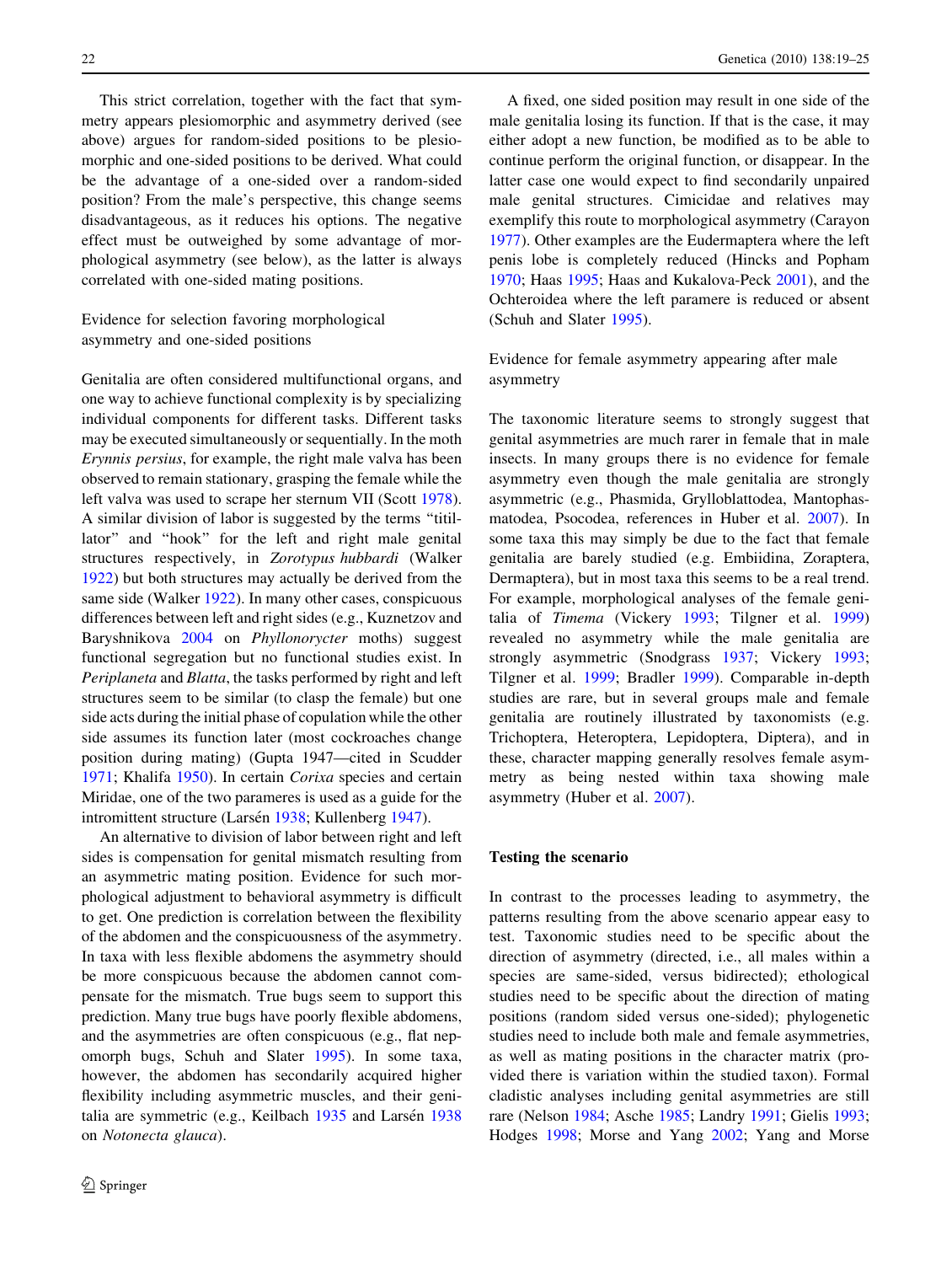This strict correlation, together with the fact that symmetry appears plesiomorphic and asymmetry derived (see above) argues for random-sided positions to be plesiomorphic and one-sided positions to be derived. What could be the advantage of a one-sided over a random-sided position? From the male's perspective, this change seems disadvantageous, as it reduces his options. The negative effect must be outweighed by some advantage of morphological asymmetry (see below), as the latter is always correlated with one-sided mating positions.

### Evidence for selection favoring morphological asymmetry and one-sided positions

Genitalia are often considered multifunctional organs, and one way to achieve functional complexity is by specializing individual components for different tasks. Different tasks may be executed simultaneously or sequentially. In the moth *Erynnis persius*, for example, the right male valva has been observed to remain stationary, grasping the female while the left valva was used to scrape her sternum VII (Scott 1978). A similar division of labor is suggested by the terms "titillator" and "hook" for the left and right male genital structures respectively, in *Zorotypus hubbardi* (Walker 1922) but both structures may actually be derived from the same side (Walker 1922). In many other cases, conspicuous differences between left and right sides (e.g., Kuznetzov and Baryshnikova 2004 on *Phyllonorycter* moths) suggest functional segregation but no functional studies exist. In *Periplaneta* and *Blatta*, the tasks performed by right and left structures seem to be similar (to clasp the female) but one side acts during the initial phase of copulation while the other side assumes its function later (most cockroaches change position during mating) (Gupta 1947—cited in Scudder 1971; Khalifa 1950). In certain *Corixa* species and certain Miridae, one of the two parameres is used as a guide for the intromittent structure (Larsén 1938; Kullenberg 1947).

An alternative to division of labor between right and left sides is compensation for genital mismatch resulting from an asymmetric mating position. Evidence for such morphological adjustment to behavioral asymmetry is difficult to get. One prediction is correlation between the flexibility of the abdomen and the conspicuousness of the asymmetry. In taxa with less flexible abdomens the asymmetry should be more conspicuous because the abdomen cannot compensate for the mismatch. True bugs seem to support this prediction. Many true bugs have poorly flexible abdomens, and the asymmetries are often conspicuous (e.g., flat nepomorph bugs, Schuh and Slater 1995). In some taxa, however, the abdomen has secondarily acquired higher flexibility including asymmetric muscles, and their genitalia are symmetric (e.g., Keilbach 1935 and Larsén 1938 on *Notonecta glauca*).

A fixed, one sided position may result in one side of the male genitalia losing its function. If that is the case, it may either adopt a new function, be modified as to be able to continue perform the original function, or disappear. In the latter case one would expect to find secondarily unpaired male genital structures. Cimicidae and relatives may exemplify this route to morphological asymmetry (Carayon 1977). Other examples are the Eudermaptera where the left penis lobe is completely reduced (Hincks and Popham 1970; Haas 1995; Haas and Kukalova-Peck 2001), and the Ochteroidea where the left paramere is reduced or absent (Schuh and Slater 1995).

### Evidence for female asymmetry appearing after male asymmetry

The taxonomic literature seems to strongly suggest that genital asymmetries are much rarer in female that in male insects. In many groups there is no evidence for female asymmetry even though the male genitalia are strongly asymmetric (e.g., Phasmida, Grylloblattodea, Mantophasmatodea, Psocodea, references in Huber et al. 2007). In some taxa this may simply be due to the fact that female genitalia are barely studied (e.g. Embiidina, Zoraptera, Dermaptera), but in most taxa this seems to be a real trend. For example, morphological analyses of the female genitalia of *Timema* (Vickery 1993; Tilgner et al. 1999) revealed no asymmetry while the male genitalia are strongly asymmetric (Snodgrass 1937; Vickery 1993; Tilgner et al. 1999; Bradler 1999). Comparable in-depth studies are rare, but in several groups male and female genitalia are routinely illustrated by taxonomists (e.g. Trichoptera, Heteroptera, Lepidoptera, Diptera), and in these, character mapping generally resolves female asymmetry as being nested within taxa showing male asymmetry (Huber et al. 2007).

## Testing the scenario

In contrast to the processes leading to asymmetry, the patterns resulting from the above scenario appear easy to test. Taxonomic studies need to be specific about the direction of asymmetry (directed, i.e., all males within a species are same-sided, versus bidirected); ethological studies need to be specific about the direction of mating positions (random sided versus one-sided); phylogenetic studies need to include both male and female asymmetries, as well as mating positions in the character matrix (provided there is variation within the studied taxon). Formal cladistic analyses including genital asymmetries are still rare (Nelson 1984; Asche 1985; Landry 1991; Gielis 1993; Hodges 1998; Morse and Yang 2002; Yang and Morse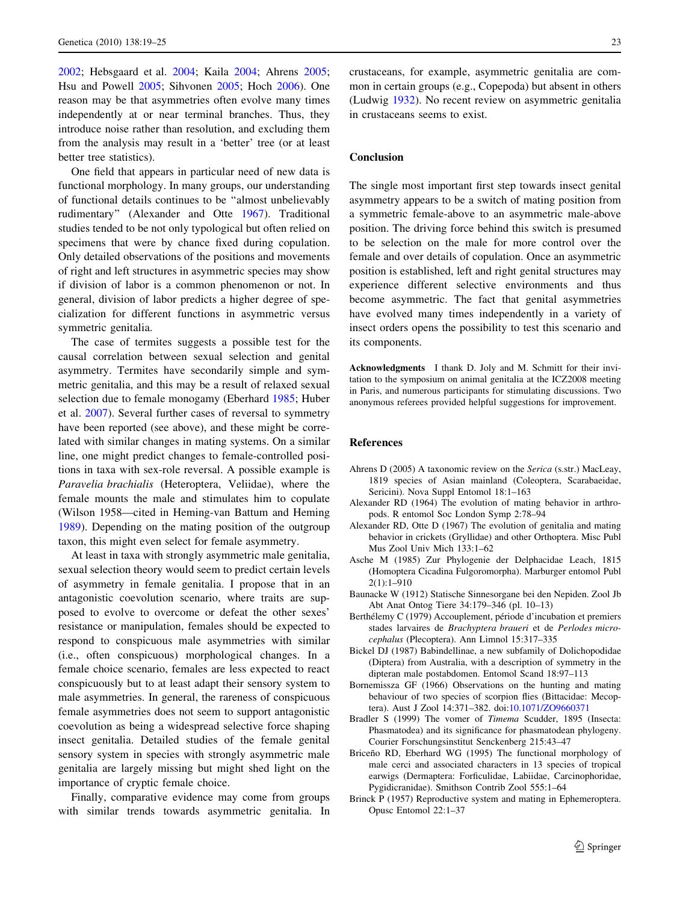2002; Hebsgaard et al. 2004; Kaila 2004; Ahrens 2005; Hsu and Powell 2005; Sihvonen 2005; Hoch 2006). One reason may be that asymmetries often evolve many times independently at or near terminal branches. Thus, they introduce noise rather than resolution, and excluding them from the analysis may result in a 'better' tree (or at least better tree statistics).

One field that appears in particular need of new data is functional morphology. In many groups, our understanding of functional details continues to be "almost unbelievably rudimentary" (Alexander and Otte 1967). Traditional studies tended to be not only typological but often relied on specimens that were by chance fixed during copulation. Only detailed observations of the positions and movements of right and left structures in asymmetric species may show if division of labor is a common phenomenon or not. In general, division of labor predicts a higher degree of specialization for different functions in asymmetric versus symmetric genitalia.

The case of termites suggests a possible test for the causal correlation between sexual selection and genital asymmetry. Termites have secondarily simple and symmetric genitalia, and this may be a result of relaxed sexual selection due to female monogamy (Eberhard 1985; Huber et al. 2007). Several further cases of reversal to symmetry have been reported (see above), and these might be correlated with similar changes in mating systems. On a similar line, one might predict changes to female-controlled positions in taxa with sex-role reversal. A possible example is *Paravelia brachialis* (Heteroptera, Veliidae), where the female mounts the male and stimulates him to copulate (Wilson 1958—cited in Heming-van Battum and Heming 1989). Depending on the mating position of the outgroup taxon, this might even select for female asymmetry.

At least in taxa with strongly asymmetric male genitalia, sexual selection theory would seem to predict certain levels of asymmetry in female genitalia. I propose that in an antagonistic coevolution scenario, where traits are supposed to evolve to overcome or defeat the other sexes' resistance or manipulation, females should be expected to respond to conspicuous male asymmetries with similar (i.e., often conspicuous) morphological changes. In a female choice scenario, females are less expected to react conspicuously but to at least adapt their sensory system to male asymmetries. In general, the rareness of conspicuous female asymmetries does not seem to support antagonistic coevolution as being a widespread selective force shaping insect genitalia. Detailed studies of the female genital sensory system in species with strongly asymmetric male genitalia are largely missing but might shed light on the importance of cryptic female choice.

Finally, comparative evidence may come from groups with similar trends towards asymmetric genitalia. In crustaceans, for example, asymmetric genitalia are common in certain groups (e.g., Copepoda) but absent in others (Ludwig 1932). No recent review on asymmetric genitalia in crustaceans seems to exist.

## Conclusion

The single most important first step towards insect genital asymmetry appears to be a switch of mating position from a symmetric female-above to an asymmetric male-above position. The driving force behind this switch is presumed to be selection on the male for more control over the female and over details of copulation. Once an asymmetric position is established, left and right genital structures may experience different selective environments and thus become asymmetric. The fact that genital asymmetries have evolved many times independently in a variety of insect orders opens the possibility to test this scenario and its components.

**Acknowledgments** I thank D. Joly and M. Schmitt for their invitation to the symposium on animal genitalia at the ICZ2008 meeting in Paris, and numerous participants for stimulating discussions. Two anonymous referees provided helpful suggestions for improvement.

## References

Ahrens D (2005) A taxonomic review on the *Serica* (s.str.) MacLeay, 1819 species of Asian mainland (Coleoptera, Scarabaeidae, Sericini). Nova Suppl Entomol 18:1–163

Alexander RD (1964) The evolution of mating behavior in arthropods. R entomol Soc London Symp 2:78–94

Alexander RD, Otte D (1967) The evolution of genitalia and mating behavior in crickets (Gryllidae) and other Orthoptera. Misc Publ Mus Zool Univ Mich 133:1–62

Asche M (1985) Zur Phylogenie der Delphacidae Leach, 1815 (Homoptera Cicadina Fulgoromorpha). Marburger entomol Publ 2(1):1–910

Baunacke W (1912) Statische Sinnesorgane bei den Nepiden. Zool Jb Abt Anat Ontog Tiere 34:179–346 (pl. 10–13)

Berthélemy C (1979) Accouplement, période d'incubation et premiers stades larvaires de *Brachyptera braueri* et de *Perlodes microcephalus* (Plecoptera). Ann Limnol 15:317–335

Bickel DJ (1987) Babindellinae, a new subfamily of Dolichopodidae (Diptera) from Australia, with a description of symmetry in the dipteran male postabdomen. Entomol Scand 18:97–113

Bornemissza GF (1966) Observations on the hunting and mating behaviour of two species of scorpion flies (Bittacidae: Mecoptera). Aust J Zool 14:371–382. doi:10.1071/ZO9660371

Bradler S (1999) The vomer of *Timema* Scudder, 1895 (Insecta: Phasmatodea) and its significance for phasmatodean phylogeny. Courier Forschungsinstitut Senckenberg 215:43–47

Briceño RD, Eberhard WG (1995) The functional morphology of male cerci and associated characters in 13 species of tropical earwigs (Dermaptera: Forficulidae, Labiidae, Carcinophoridae, Pygidicranidae). Smithson Contrib Zool 555:1–64

Brinck P (1957) Reproductive system and mating in Ephemeroptera. Opusc Entomol 22:1–37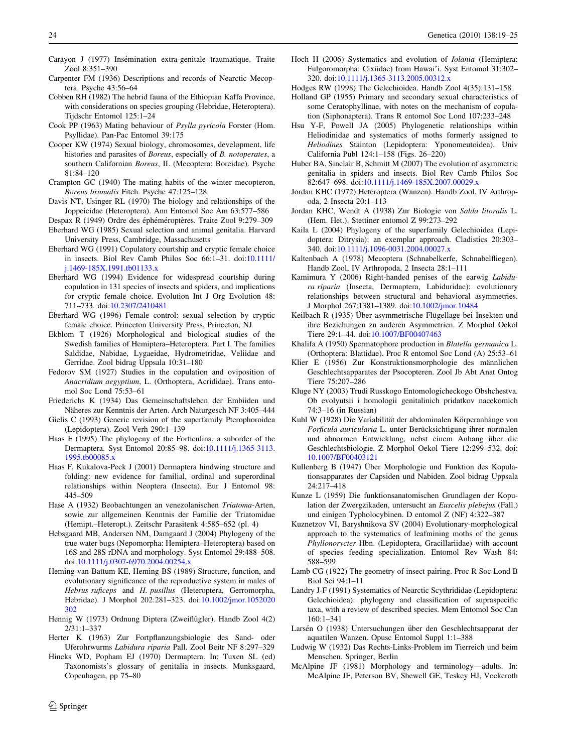Carayon J (1977) Insémination extra-genitale traumatique. Traite Zool 8:351–390

Carpenter FM (1936) Descriptions and records of Nearctic Mecoptera. Psyche 43:56–64

Cobben RH (1982) The hebrid fauna of the Ethiopian Kaffa Province, with considerations on species grouping (Hebridae, Heteroptera). Tijdschr Entomol 125:1–24

Cook PP (1963) Mating behaviour of *Psylla pyricola* Forster (Hom. Psyllidae). Pan-Pac Entomol 39:175

Cooper KW (1974) Sexual biology, chromosomes, development, life histories and parasites of *Boreus*, especially of *B. notoperates*, a southern Californian *Boreus*, II. (Mecoptera: Boreidae). Psyche 81:84–120

Crampton GC (1940) The mating habits of the winter mecopteron, *Boreus brumalis* Fitch. Psyche 47:125–128

Davis NT, Usinger RL (1970) The biology and relationships of the Joppeicidae (Heteroptera). Ann Entomol Soc Am 63:577–586

Despax R (1949) Ordre des éphéméroptères. Traite Zool 9:279–309

Eberhard WG (1985) Sexual selection and animal genitalia. Harvard University Press, Cambridge, Massachusetts

Eberhard WG (1991) Copulatory courtship and cryptic female choice in insects. Biol Rev Camb Philos Soc 66:1–31. doi:10.1111/j.1469-185X.1991.tb01133.x

Eberhard WG (1994) Evidence for widespread courtship during copulation in 131 species of insects and spiders, and implications for cryptic female choice. Evolution Int J Org Evolution 48:711–733. doi:10.2307/2410481

Eberhard WG (1996) Female control: sexual selection by cryptic female choice. Princeton University Press, Princeton, NJ

Ekblom T (1926) Morphological and biological studies of the Swedish families of Hemiptera–Heteroptera. Part I. The families Saldidae, Nabidae, Lygaeidae, Hydrometridae, Veliidae and Gerridae. Zool bidrag Uppsala 10:31–180

Fedorov SM (1927) Studies in the copulation and oviposition of *Anacridium aegyptium*, L. (Orthoptera, Acrididae). Trans entomol Soc Lond 75:53–61

Friederichs K (1934) Das Gemeinschaftsleben der Embiiden und Näheres zur Kenntnis der Arten. Arch Naturgesch NF 3:405–444

Gielis C (1993) Generic revision of the superfamily Pterophoroidea (Lepidoptera). Zool Verh 290:1–139

Haas F (1995) The phylogeny of the Forficulina, a suborder of the Dermaptera. Syst Entomol 20:85–98. doi:10.1111/j.1365-3113.1995.tb00085.x

Haas F, Kukalova-Peck J (2001) Dermaptera hindwing structure and folding: new evidence for familial, ordinal and superordinal relationships within Neoptera (Insecta). Eur J Entomol 98:445–509

Hase A (1932) Beobachtungen an venezolanischen *Triatoma*-Arten, sowie zur allgemeinen Kenntnis der Familie der Triatomidae (Hemipt.–Heteropt.). Zeitschr Parasitenk 4:585–652 (pl. 4)

Hebsgaard MB, Andersen NM, Damgaard J (2004) Phylogeny of the true water bugs (Nepomorpha: Hemiptera–Heteroptera) based on 16S and 28S rDNA and morphology. Syst Entomol 29:488–508. doi:10.1111/j.0307-6970.2004.00254.x

Heming-van Battum KE, Heming BS (1989) Structure, function, and evolutionary significance of the reproductive system in males of *Hebrus ruficeps* and *H. pusillus* (Heteroptera, Gerromorpha, Hebridae). J Morphol 202:281–323. doi:10.1002/jmor.1052020302

Hennig W (1973) Ordnung Diptera (Zweiflügler). Handb Zool 4(2) 2/31:1–337

Herter K (1963) Zur Fortpflanzungsbiologie des Sand- oder Uferohrwurms *Labidura riparia* Pall. Zool Beitr NF 8:297–329

Hincks WD, Popham EJ (1970) Dermaptera. In: Tuxen SL (ed) Taxonomists's glossary of genitalia in insects. Munksgaard, Copenhagen, pp 75–80

Hoch H (2006) Systematics and evolution of *Iolania* (Hemiptera: Fulgoromorpha: Cixiidae) from Hawai'i. Syst Entomol 31:302–320. doi:10.1111/j.1365-3113.2005.00312.x

Hodges RW (1998) The Gelechioidea. Handb Zool 4(35):131–158

Holland GP (1955) Primary and secondary sexual characteristics of some Ceratophyllinae, with notes on the mechanism of copulation (Siphonaptera). Trans R entomol Soc Lond 107:233–248

Hsu Y-F, Powell JA (2005) Phylogenetic relationships within Heliodinidae and systematics of moths formerly assigned to *Heliodines* Stainton (Lepidoptera: Yponomeutoidea). Univ California Publ 124:1–158 (Figs. 26–220)

Huber BA, Sinclair B, Schmitt M (2007) The evolution of asymmetric genitalia in spiders and insects. Biol Rev Camb Philos Soc 82:647–698. doi:10.1111/j.1469-185X.2007.00029.x

Jordan KHC (1972) Heteroptera (Wanzen). Handb Zool, IV Arthropoda, 2 Insecta 20:1–113

Jordan KHC, Wendt A (1938) Zur Biologie von *Salda litoralis* L. (Hem. Het.). Stettiner entomol Z 99:273–292

Kaila L (2004) Phylogeny of the superfamily Gelechioidea (Lepidoptera: Ditrysia): an exemplar approach. Cladistics 20:303–340. doi:10.1111/j.1096-0031.2004.00027.x

Kaltenbach A (1978) Mecoptera (Schnabelkerfe, Schnabelfliegen). Handb Zool, IV Arthropoda, 2 Insecta 28:1–111

Kamimura Y (2006) Right-handed penises of the earwig *Labidura riparia* (Insecta, Dermaptera, Labiduridae): evolutionary relationships between structural and behavioral asymmetries. J Morphol 267:1381–1389. doi:10.1002/jmor.10484

Keilbach R (1935) Über asymmetrische Flügellage bei Insekten und ihre Beziehungen zu anderen Asymmetrien. Z Morphol Oekol Tiere 29:1–44. doi:10.1007/BF00407463

Khalifa A (1950) Spermatophore production in *Blatella germanica* L. (Orthoptera: Blattidae). Proc R entomol Soc Lond (A) 25:53–61

Klier E (1956) Zur Konstruktionsmorphologie des männlichen Geschlechtsapparates der Psocopteren. Zool Jb Abt Anat Ontog Tiere 75:207–286

Kluge NY (2003) Trudi Russkogo Entomologicheckogo Obshchestva. Ob evolyutsii i homologii genitalinich pridatkov nacekomich 74:3–16 (in Russian)

Kuhl W (1928) Die Variabilität der abdominalen Körperanhänge von *Forficula auricularia* L. unter Berücksichtigung ihrer normalen und abnormen Entwicklung, nebst einem Anhang über die Geschlechtsbiologie. Z Morphol Oekol Tiere 12:299–532. doi:10.1007/BF00403121

Kullenberg B (1947) Über Morphologie und Funktion des Kopulationsapparates der Capsiden und Nabiden. Zool bidrag Uppsala 24:217–418

Kunze L (1959) Die funktionsanatomischen Grundlagen der Kopulation der Zwergzikaden, untersucht an *Euscelis plebejus* (Fall.) und einigen Typholocybinen. D entomol Z (NF) 4:322–387

Kuznetzov VI, Baryshnikova SV (2004) Evolutionary-morphological approach to the systematics of leafmining moths of the genus *Phyllonorycter* Hbn. (Lepidoptera, Gracillariidae) with account of species feeding specialization. Entomol Rev Wash 84:588–599

Lamb CG (1922) The geometry of insect pairing. Proc R Soc Lond B Biol Sci 94:1–11

Landry J-F (1991) Systematics of Nearctic Scythrididae (Lepidoptera: Gelechioidea): phylogeny and classification of supraspecific taxa, with a review of described species. Mem Entomol Soc Can 160:1–341

Larsén O (1938) Untersuchungen über den Geschlechtsapparat der aquatilen Wanzen. Opusc Entomol Suppl 1:1–388

Ludwig W (1932) Das Rechts-Links-Problem im Tierreich und beim Menschen. Springer, Berlin

McAlpine JF (1981) Morphology and terminology—adults. In: McAlpine JF, Peterson BV, Shewell GE, Teskey HJ, Vockeroth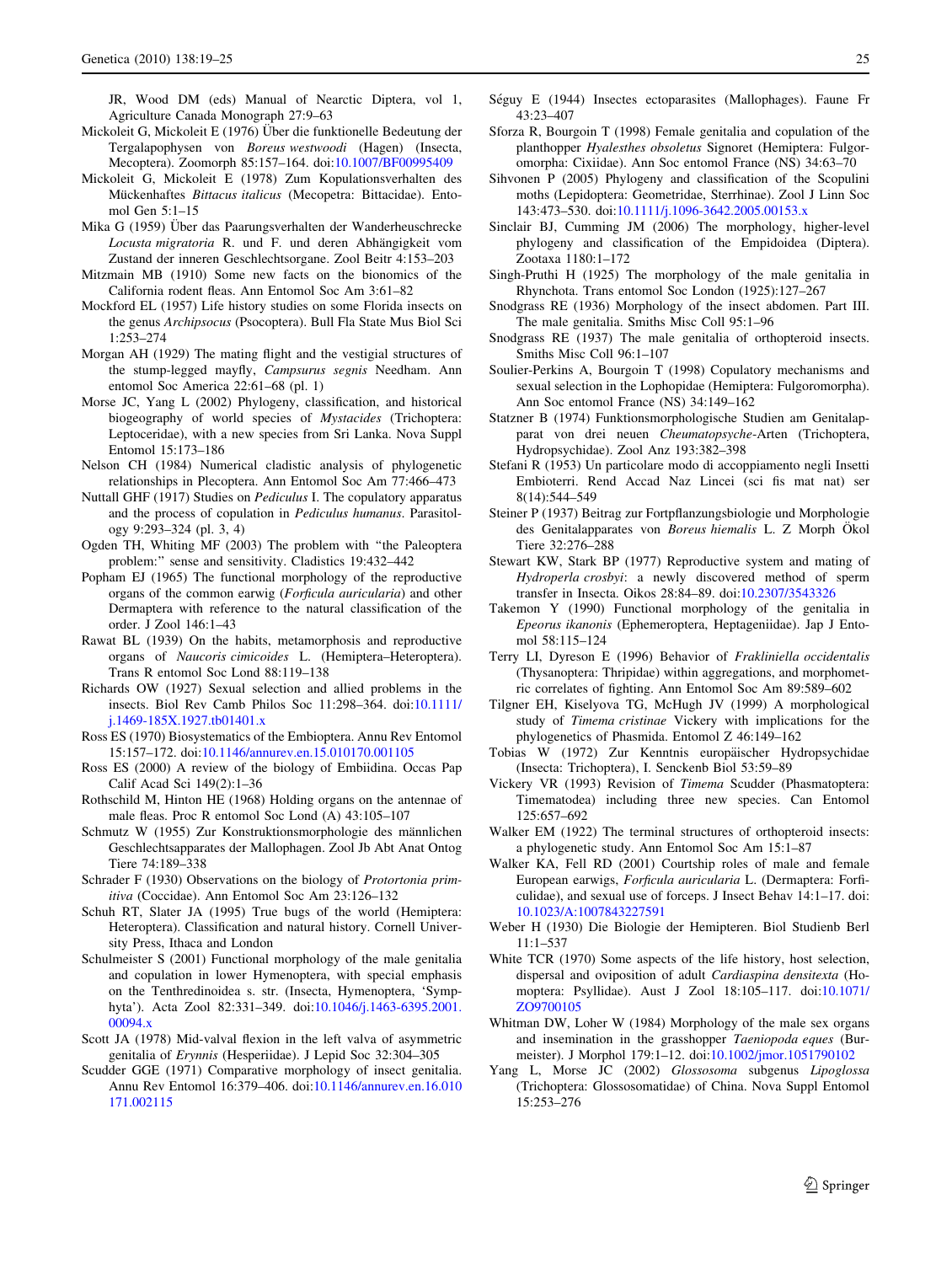JR, Wood DM (eds) Manual of Nearctic Diptera, vol 1, Agriculture Canada Monograph 27:9–63

Mickoleit G, Mickoleit E (1976) Über die funktionelle Bedeutung der Tergalapophysen von *Boreus westwoodi* (Hagen) (Insecta, Mecoptera). Zoomorph 85:157–164. doi:10.1007/BF00995409

Mickoleit G, Mickoleit E (1978) Zum Kopulationsverhalten des Mückenhaftes *Bittacus italicus* (Mecopetra: Bittacidae). Entomol Gen 5:1–15

Mika G (1959) Über das Paarungsverhalten der Wanderheuschrecke *Locusta migratoria* R. und F. und deren Abhängigkeit vom Zustand der inneren Geschlechtsorgane. Zool Beitr 4:153–203

Mitzmain MB (1910) Some new facts on the bionomics of the California rodent fleas. Ann Entomol Soc Am 3:61–82

Mockford EL (1957) Life history studies on some Florida insects on the genus *Archipsocus* (Psocoptera). Bull Fla State Mus Biol Sci 1:253–274

Morgan AH (1929) The mating flight and the vestigial structures of the stump-legged mayfly, *Campsurus segnis* Needham. Ann entomol Soc America 22:61–68 (pl. 1)

Morse JC, Yang L (2002) Phylogeny, classification, and historical biogeography of world species of *Mystacides* (Trichoptera: Leptoceridae), with a new species from Sri Lanka. Nova Suppl Entomol 15:173–186

Nelson CH (1984) Numerical cladistic analysis of phylogenetic relationships in Plecoptera. Ann Entomol Soc Am 77:466–473

Nuttall GHF (1917) Studies on *Pediculus* I. The copulatory apparatus and the process of copulation in *Pediculus humanus*. Parasitology 9:293–324 (pl. 3, 4)

Ogden TH, Whiting MF (2003) The problem with "the Paleoptera problem:" sense and sensitivity. Cladistics 19:432–442

Popham EJ (1965) The functional morphology of the reproductive organs of the common earwig (*Forficula auricularia*) and other Dermaptera with reference to the natural classification of the order. J Zool 146:1–43

Rawat BL (1939) On the habits, metamorphosis and reproductive organs of *Naucoris cimicoides* L. (Hemiptera–Heteroptera). Trans R entomol Soc Lond 88:119–138

Richards OW (1927) Sexual selection and allied problems in the insects. Biol Rev Camb Philos Soc 11:298–364. doi:10.1111/j.1469-185X.1927.tb01401.x

Ross ES (1970) Biosystematics of the Embioptera. Annu Rev Entomol 15:157–172. doi:10.1146/annurev.en.15.010170.001105

Ross ES (2000) A review of the biology of Embiidina. Occas Pap Calif Acad Sci 149(2):1–36

Rothschild M, Hinton HE (1968) Holding organs on the antennae of male fleas. Proc R entomol Soc Lond (A) 43:105–107

Schmutz W (1955) Zur Konstruktionsmorphologie des männlichen Geschlechtsapparates der Mallophagen. Zool Jb Abt Anat Ontog Tiere 74:189–338

Schrader F (1930) Observations on the biology of *Protortonia primitiva* (Coccidae). Ann Entomol Soc Am 23:126–132

Schuh RT, Slater JA (1995) True bugs of the world (Hemiptera: Heteroptera). Classification and natural history. Cornell University Press, Ithaca and London

Schulmeister S (2001) Functional morphology of the male genitalia and copulation in lower Hymenoptera, with special emphasis on the Tenthredinoidea s. str. (Insecta, Hymenoptera, 'Symphyta'). Acta Zool 82:331–349. doi:10.1046/j.1463-6395.2001.00094.x

Scott JA (1978) Mid-valval flexion in the left valva of asymmetric genitalia of *Erynnis* (Hesperiidae). J Lepid Soc 32:304–305

Scudder GGE (1971) Comparative morphology of insect genitalia. Annu Rev Entomol 16:379–406. doi:10.1146/annurev.en.16.010171.002115

Séguy E (1944) Insectes ectoparasites (Mallophages). Faune Fr 43:23–407

Sforza R, Bourgoin T (1998) Female genitalia and copulation of the planthopper *Hyalesthes obsoletus* Signoret (Hemiptera: Fulgoromorpha: Cixiidae). Ann Soc entomol France (NS) 34:63–70

Sihvonen P (2005) Phylogeny and classification of the Scopulini moths (Lepidoptera: Geometridae, Sterrhinae). Zool J Linn Soc 143:473–530. doi:10.1111/j.1096-3642.2005.00153.x

Sinclair BJ, Cumming JM (2006) The morphology, higher-level phylogeny and classification of the Empidoidea (Diptera). Zootaxa 1180:1–172

Singh-Pruthi H (1925) The morphology of the male genitalia in Rhynchota. Trans entomol Soc London (1925):127–267

Snodgrass RE (1936) Morphology of the insect abdomen. Part III. The male genitalia. Smiths Misc Coll 95:1–96

Snodgrass RE (1937) The male genitalia of orthopteroid insects. Smiths Misc Coll 96:1–107

Soulier-Perkins A, Bourgoin T (1998) Copulatory mechanisms and sexual selection in the Lophopidae (Hemiptera: Fulgoromorpha). Ann Soc entomol France (NS) 34:149–162

Statzner B (1974) Funktionsmorphologische Studien am Genitalapparat von drei neuen *Cheumatopsyche*-Arten (Trichoptera, Hydropsychidae). Zool Anz 193:382–398

Stefani R (1953) Un particolare modo di accoppiamento negli Insetti Embioteri. Rend Accad Naz Lincei (sci fis mat nat) ser 8(14):544–549

Steiner P (1937) Beitrag zur Fortpflanzungsbiologie und Morphologie des Genitalapparates von *Boreus hiemalis* L. Z Morph Ökol Tiere 32:276–288

Stewart KW, Stark BP (1977) Reproductive system and mating of *Hydroperla crosbyi*: a newly discovered method of sperm transfer in Insecta. Oikos 28:84–89. doi:10.2307/3543326

Takemon Y (1990) Functional morphology of the genitalia in *Epeorus ikanonis* (Ephemeroptera, Heptageniidae). Jap J Entomol 58:115–124

Terry LI, Dyreson E (1996) Behavior of *Frakliniella occidentalis* (Thysanoptera: Thripidae) within aggregations, and morphometric correlates of fighting. Ann Entomol Soc Am 89:589–602

Tilgner EH, Kiselyova TG, McHugh JV (1999) A morphological study of *Timema cristinae* Vickery with implications for the phylogenetics of Phasmida. Entomol Z 46:149–162

Tobias W (1972) Zur Kenntnis europäischer Hydropsychidae (Insecta: Trichoptera), I. Senckenb Biol 53:59–89

Vickery VR (1993) Revision of *Timema* Scudder (Phasmatoptera: Timematodea) including three new species. Can Entomol 125:657–692

Walker EM (1922) The terminal structures of orthopteroid insects: a phylogenetic study. Ann Entomol Soc Am 15:1–87

Walker KA, Fell RD (2001) Courtship roles of male and female European earwigs, *Forficula auricularia* L. (Dermaptera: Forficulidae), and sexual use of forceps. J Insect Behav 14:1–17. doi:10.1023/A:1007843227591

Weber H (1930) Die Biologie der Hemipteren. Biol Studienb Berl 11:1–537

White TCR (1970) Some aspects of the life history, host selection, dispersal and oviposition of adult *Cardiaspina densitexta* (Homoptera: Psyllidae). Aust J Zool 18:105–117. doi:10.1071/ZO9700105

Whitman DW, Loher W (1984) Morphology of the male sex organs and insemination in the grasshopper *Taeniopoda eques* (Burmeister). J Morphol 179:1–12. doi:10.1002/jmor.1051790102

Yang L, Morse JC (2002) *Glossosoma* subgenus *Lipoglossa* (Trichoptera: Glossosomatidae) of China. Nova Suppl Entomol 15:253–276